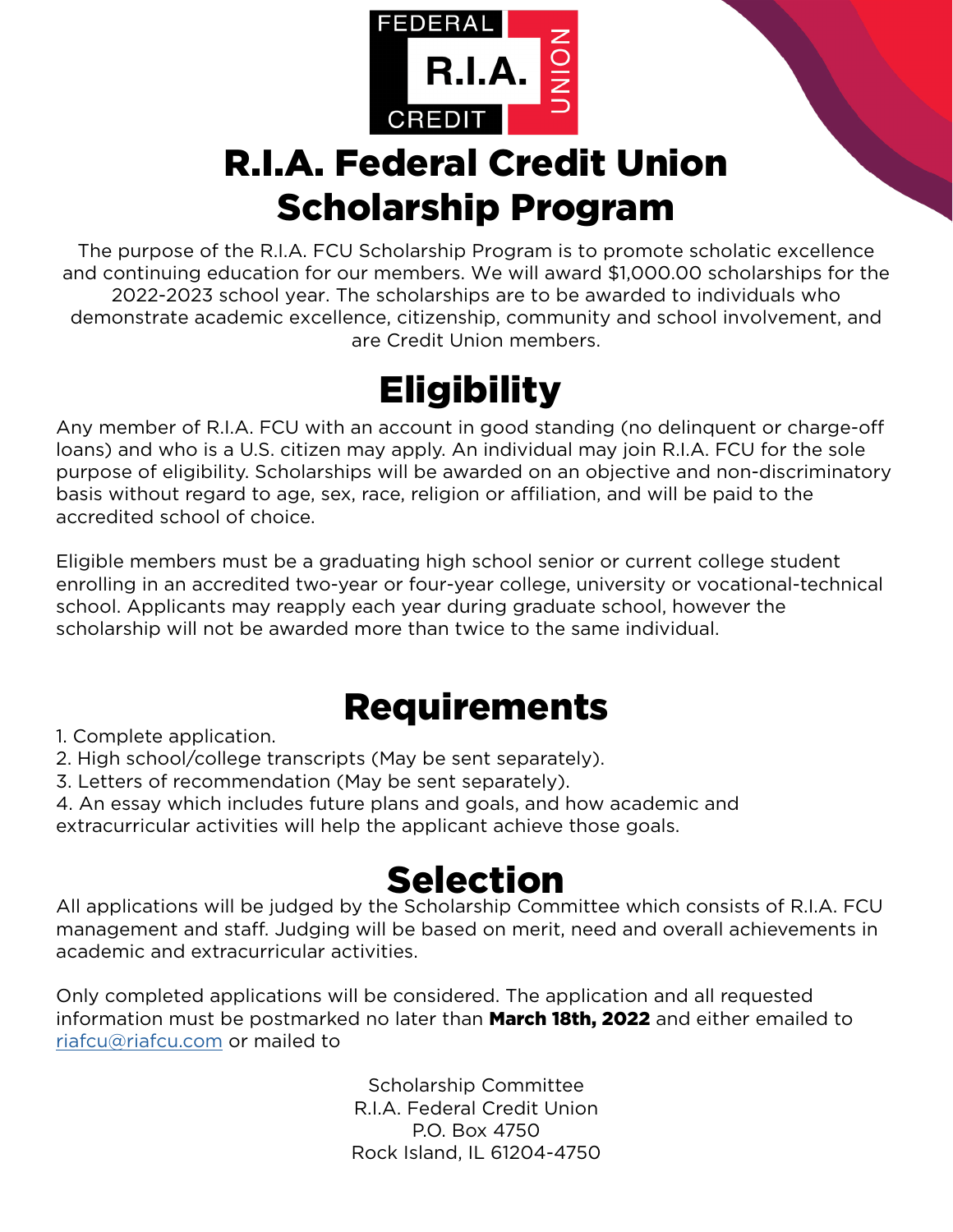# R.I.A. Federal Credit Union Scholarship Program

The purpose of the R.I.A. FCU Scholarship Program is to promote scholatic excellence and continuing education for our members. We will award $1,000.00 scholarships for the 2022-2023 school year. The scholarships are to be awarded to individuals who demonstrate academic excellence, citizenship, community and school involvement, and are Credit Union members.

## Eligibility

Any member of R.I.A. FCU with an account in good standing (no delinquent or charge-off loans) and who is a U.S. citizen may apply. An individual may join R.I.A. FCU for the sole purpose of eligibility. Scholarships will be awarded on an objective and non-discriminatory basis without regard to age, sex, race, religion or affiliation, and will be paid to the accredited school of choice.

Eligible members must be a graduating high school senior or current college student enrolling in an accredited two-year or four-year college, university or vocational-technical school. Applicants may reapply each year during graduate school, however the scholarship will not be awarded more than twice to the same individual.

## Requirements

1. Complete application.
2. High school/college transcripts (May be sent separately).
3. Letters of recommendation (May be sent separately).
4. An essay which includes future plans and goals, and how academic and extracurricular activities will help the applicant achieve those goals.

## Selection

All applications will be judged by the Scholarship Committee which consists of R.I.A. FCU management and staff. Judging will be based on merit, need and overall achievements in academic and extracurricular activities.

Only completed applications will be considered. The application and all requested information must be postmarked no later than **March 18th, 2022** and either emailed to riafcu@riafcu.com or mailed to

Scholarship Committee
R.I.A. Federal Credit Union
P.O. Box 4750
Rock Island, IL 61204-4750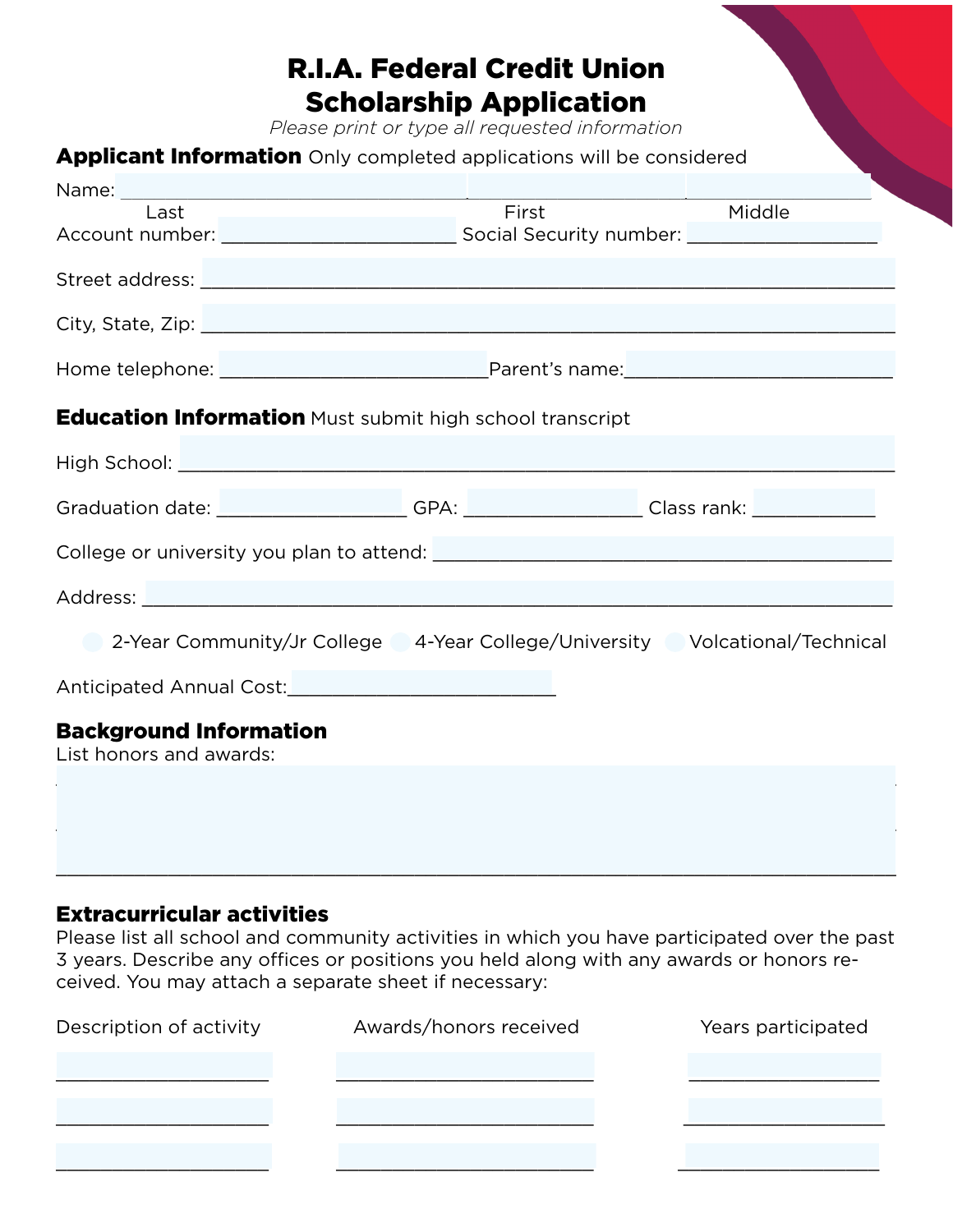# R.I.A. Federal Credit Union Scholarship Application

*Please print or type all requested information*

**Applicant Information** Only completed applications will be considered

Name: ________________________________ ____________________ ________________

Last First Middle

Account number: ______________________ Social Security number: __________________

Street address: ________________________________________________________________

City, State, Zip: ________________________________________________________________

Home telephone: _________________________ Parent's name: _________________________

**Education Information** Must submit high school transcript

High School: __________________________________________________________________

Graduation date: __________________ GPA: _________________ Class rank: ____________

College or university you plan to attend: ___________________________________________

Address: _____________________________________________________________________

○ 2-Year Community/Jr College ○ 4-Year College/University ○ Volcational/Technical

Anticipated Annual Cost: __________________________

**Background Information**

List honors and awards:

______________________________________________________________________________

______________________________________________________________________________

______________________________________________________________________________

**Extracurricular activities**

Please list all school and community activities in which you have participated over the past 3 years. Describe any offices or positions you held along with any awards or honors received. You may attach a separate sheet if necessary:

| Description of activity | Awards/honors received | Years participated |
|---|---|---|
| ____________________ | ________________________ | __________________ |
| ____________________ | ________________________ | __________________ |
| ____________________ | ________________________ | __________________ |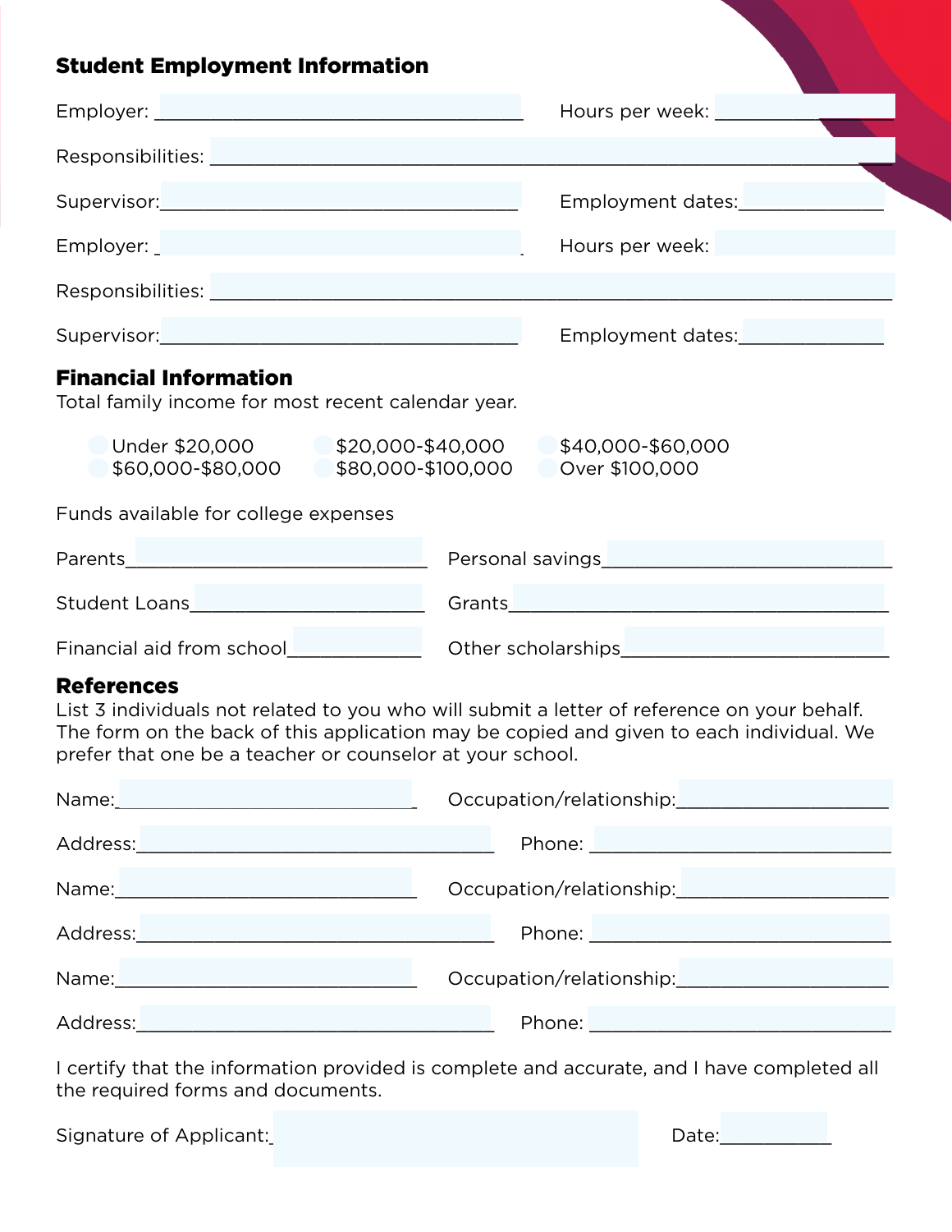## Student Employment Information

Employer: ______________________________ Hours per week: ______________

Responsibilities: ______________________________________________________________

Supervisor:______________________________ Employment dates:____________

Employer: ______________________________ Hours per week: ______________

Responsibilities: ______________________________________________________________

Supervisor:______________________________ Employment dates:____________

## Financial Information

Total family income for most recent calendar year.

- Under $20,000
- $20,000-$40,000
- $40,000-$60,000
- $60,000-$80,000
- $80,000-$100,000
- Over $100,000

Funds available for college expenses

Parents__________________________ Personal savings__________________________

Student Loans____________________ Grants__________________________________

Financial aid from school__________ Other scholarships________________________

## References

List 3 individuals not related to you who will submit a letter of reference on your behalf. The form on the back of this application may be copied and given to each individual. We prefer that one be a teacher or counselor at your school.

Name:___________________________ Occupation/relationship:__________________

Address:_________________________ Phone: ______________________________

Name:___________________________ Occupation/relationship:__________________

Address:_________________________ Phone: ______________________________

Name:___________________________ Occupation/relationship:__________________

Address:_________________________ Phone: ______________________________

I certify that the information provided is complete and accurate, and I have completed all the required forms and documents.

Signature of Applicant:_________________________ Date:__________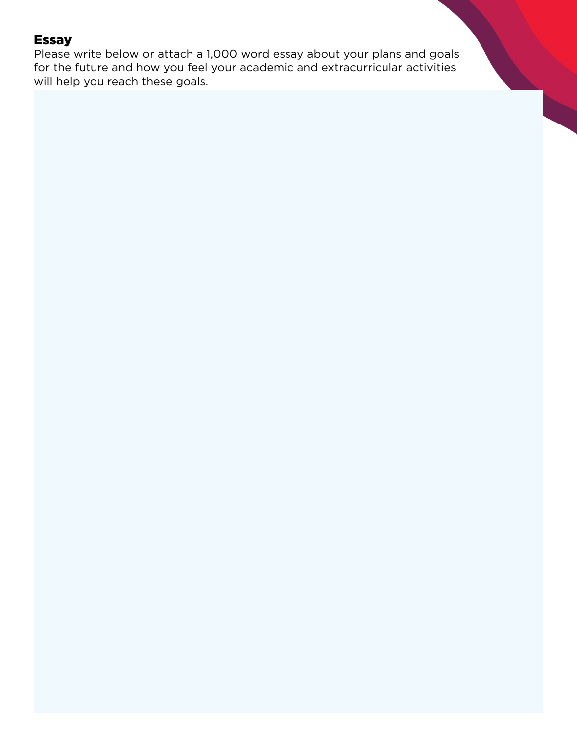## Essay

Please write below or attach a 1,000 word essay about your plans and goals for the future and how you feel your academic and extracurricular activities will help you reach these goals.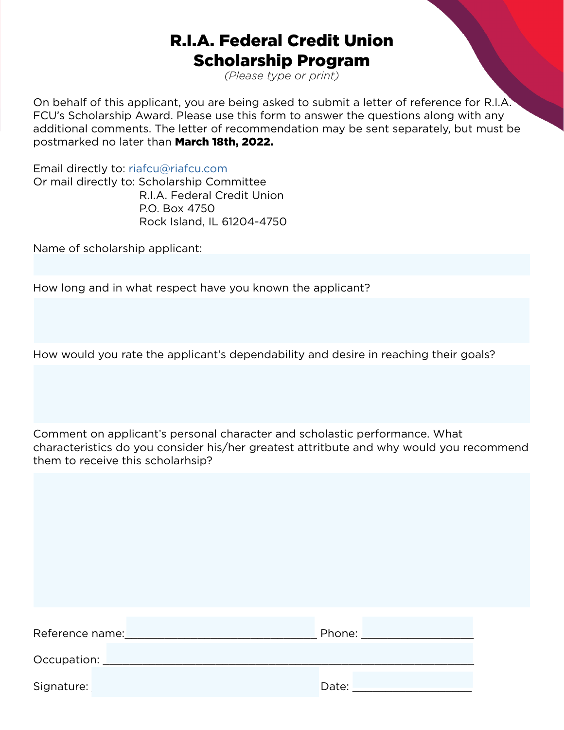# R.I.A. Federal Credit Union Scholarship Program

*(Please type or print)*

On behalf of this applicant, you are being asked to submit a letter of reference for R.I.A. FCU's Scholarship Award. Please use this form to answer the questions along with any additional comments. The letter of recommendation may be sent separately, but must be postmarked no later than **March 18th, 2022.**

Email directly to: riafcu@riafcu.com
Or mail directly to: Scholarship Committee
R.I.A. Federal Credit Union
P.O. Box 4750
Rock Island, IL 61204-4750

Name of scholarship applicant:

How long and in what respect have you known the applicant?

How would you rate the applicant's dependability and desire in reaching their goals?

Comment on applicant's personal character and scholastic performance. What characteristics do you consider his/her greatest attritbute and why would you recommend them to receive this scholarhsip?

Reference name:_______________________________ Phone: __________________

Occupation: ____________________________________________________________

Signature: _______________________________ Date: ____________________